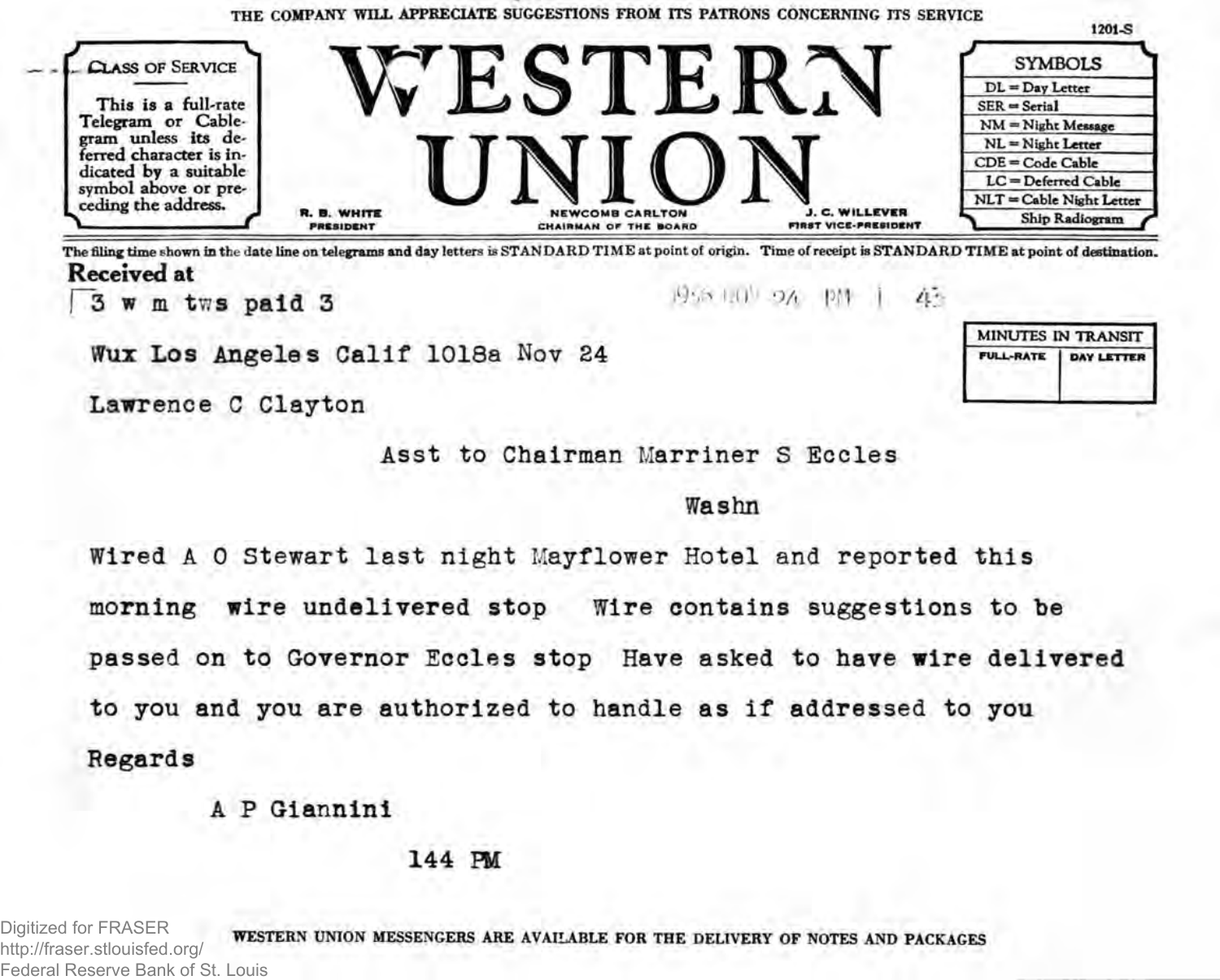THE COMPANY WILL APPRECIATE SUGGESTIONS FROM ITS PATRONS CONCERNING ITS SERVICE

1201-S

**CLASS OF SERVICE**

This is a full-rate Telegram or Cablegram unless its deferred character is indicated by a suitable symbol above or preceding the address.

# WESTERN UNION

R. B. WHITE, PRESIDENT — NEWCOMB CARLTON, CHAIRMAN OF THE BOARD — J. C. WILLEVER, FIRST VICE-PRESIDENT

| SYMBOLS |
|---|
| DL = Day Letter |
| SER = Serial |
| NM = Night Message |
| NL = Night Letter |
| CDE = Code Cable |
| LC = Deferred Cable |
| NLT = Cable Night Letter |
| Ship Radiogram |

The filing time shown in the date line on telegrams and day letters is STANDARD TIME at point of origin. Time of receipt is STANDARD TIME at point of destination.

**Received at**

3 w m tws paid 3

1936 NOV 24 PM 1 43

| MINUTES IN TRANSIT | |
|---|---|
| FULL-RATE | DAY LETTER |
| | |

Wux Los Angeles Calif 1018a Nov 24

Lawrence C Clayton

Asst to Chairman Marriner S Eccles

Washn

Wired A O Stewart last night Mayflower Hotel and reported this morning wire undelivered stop Wire contains suggestions to be passed on to Governor Eccles stop Have asked to have wire delivered to you and you are authorized to handle as if addressed to you

Regards

A P Giannini

144 PM

WESTERN UNION MESSENGERS ARE AVAILABLE FOR THE DELIVERY OF NOTES AND PACKAGES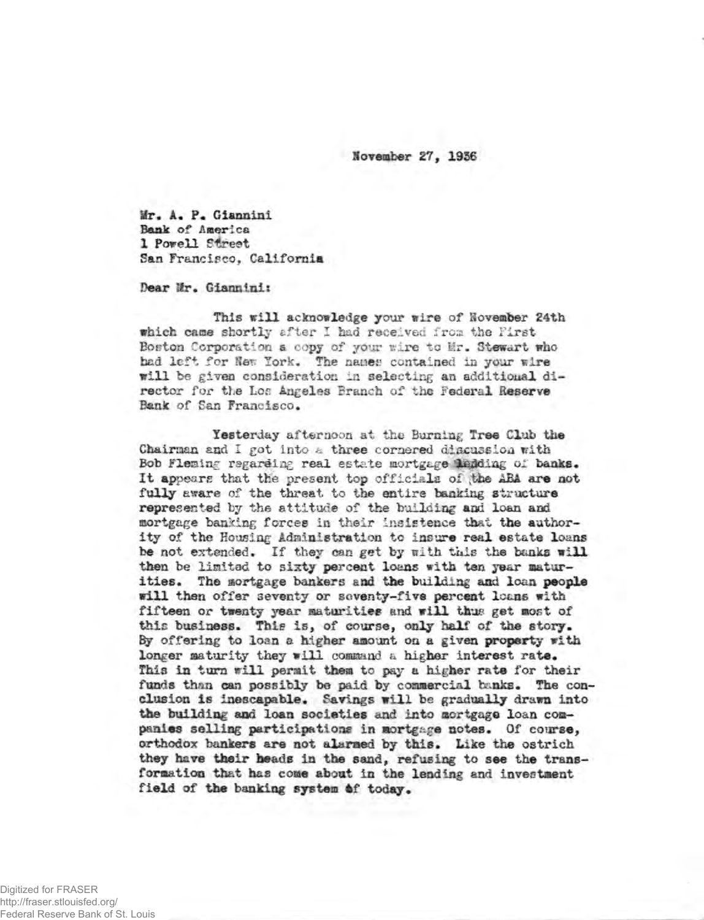November 27, 1936

Mr. A. P. Giannini
Bank of America
1 Powell Street
San Francisco, California

Dear Mr. Giannini:

This will acknowledge your wire of November 24th which came shortly after I had received from the First Boston Corporation a copy of your wire to Mr. Stewart who had left for New York. The names contained in your wire will be given consideration in selecting an additional director for the Los Angeles Branch of the Federal Reserve Bank of San Francisco.

Yesterday afternoon at the Burning Tree Club the Chairman and I got into a three cornered discussion with Bob Fleming regarding real estate mortgage lending of banks. It appears that the present top officials of the ABA are not fully aware of the threat to the entire banking structure represented by the attitude of the building and loan and mortgage banking forces in their insistence that the authority of the Housing Administration to insure real estate loans be not extended. If they can get by with this the banks will then be limited to sixty percent loans with ten year maturities. The mortgage bankers and the building and loan people will then offer seventy or seventy-five percent loans with fifteen or twenty year maturities and will thus get most of this business. This is, of course, only half of the story. By offering to loan a higher amount on a given property with longer maturity they will command a higher interest rate. This in turn will permit them to pay a higher rate for their funds than can possibly be paid by commercial banks. The conclusion is inescapable. Savings will be gradually drawn into the building and loan societies and into mortgage loan companies selling participations in mortgage notes. Of course, orthodox bankers are not alarmed by this. Like the ostrich they have their heads in the sand, refusing to see the transformation that has come about in the lending and investment field of the banking system of today.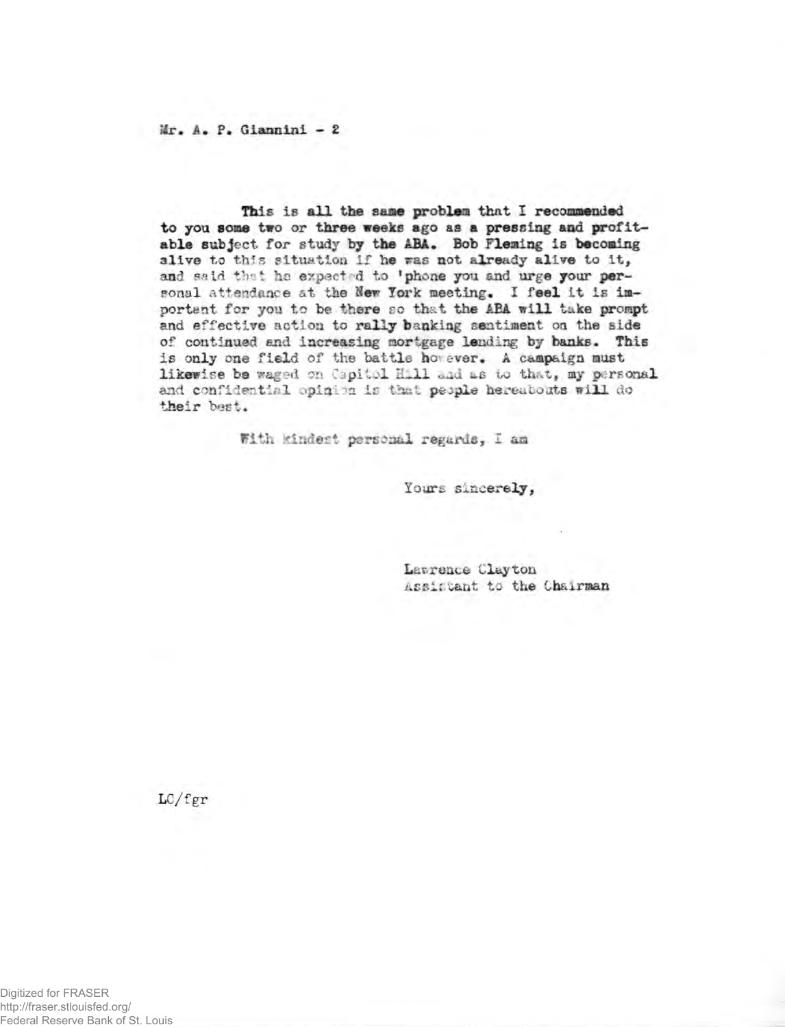Mr. A. P. Giannini - 2

This is all the same problem that I recommended to you some two or three weeks ago as a pressing and profitable subject for study by the ABA. Bob Fleming is becoming alive to this situation if he was not already alive to it, and said that he expected to 'phone you and urge your personal attendance at the New York meeting. I feel it is important for you to be there so that the ABA will take prompt and effective action to rally banking sentiment on the side of continued and increasing mortgage lending by banks. This is only one field of the battle however. A campaign must likewise be waged on Capitol Hill and as to that, my personal and confidential opinion is that people hereabouts will do their best.

With kindest personal regards, I am

Yours sincerely,

Lawrence Clayton
Assistant to the Chairman

LC/fgr